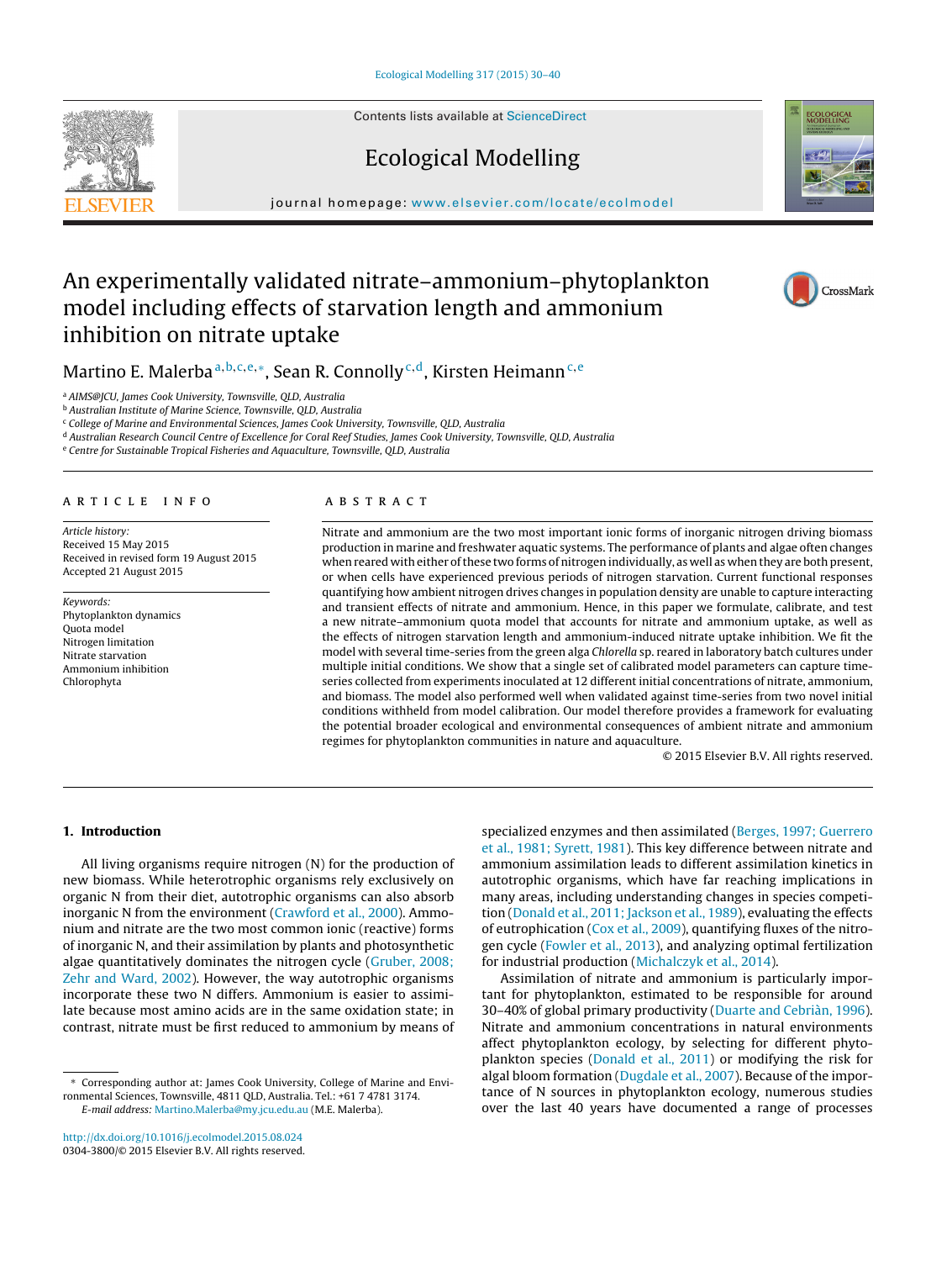# An experimentally validated nitrate–ammonium–phytoplankton model including effects of starvation length and ammonium inhibition on nitrate uptake

Martino E. Malerba[a,b,c,e,*], Sean R. Connolly[c,d], Kirsten Heimann[c,e]

[a] AIMS@JCU, James Cook University, Townsville, QLD, Australia
[b] Australian Institute of Marine Science, Townsville, QLD, Australia
[c] College of Marine and Environmental Sciences, James Cook University, Townsville, QLD, Australia
[d] Australian Research Council Centre of Excellence for Coral Reef Studies, James Cook University, Townsville, QLD, Australia
[e] Centre for Sustainable Tropical Fisheries and Aquaculture, Townsville, QLD, Australia

## ARTICLE INFO

*Article history:*
Received 15 May 2015
Received in revised form 19 August 2015
Accepted 21 August 2015

*Keywords:*
Phytoplankton dynamics
Quota model
Nitrogen limitation
Nitrate starvation
Ammonium inhibition
Chlorophyta

## ABSTRACT

Nitrate and ammonium are the two most important ionic forms of inorganic nitrogen driving biomass production in marine and freshwater aquatic systems. The performance of plants and algae often changes when reared with either of these two forms of nitrogen individually, as well as when they are both present, or when cells have experienced previous periods of nitrogen starvation. Current functional responses quantifying how ambient nitrogen drives changes in population density are unable to capture interacting and transient effects of nitrate and ammonium. Hence, in this paper we formulate, calibrate, and test a new nitrate–ammonium quota model that accounts for nitrate and ammonium uptake, as well as the effects of nitrogen starvation length and ammonium-induced nitrate uptake inhibition. We fit the model with several time-series from the green alga *Chlorella* sp. reared in laboratory batch cultures under multiple initial conditions. We show that a single set of calibrated model parameters can capture time-series collected from experiments inoculated at 12 different initial concentrations of nitrate, ammonium, and biomass. The model also performed well when validated against time-series from two novel initial conditions withheld from model calibration. Our model therefore provides a framework for evaluating the potential broader ecological and environmental consequences of ambient nitrate and ammonium regimes for phytoplankton communities in nature and aquaculture.

© 2015 Elsevier B.V. All rights reserved.

## 1. Introduction

All living organisms require nitrogen (N) for the production of new biomass. While heterotrophic organisms rely exclusively on organic N from their diet, autotrophic organisms can also absorb inorganic N from the environment (Crawford et al., 2000). Ammonium and nitrate are the two most common ionic (reactive) forms of inorganic N, and their assimilation by plants and photosynthetic algae quantitatively dominates the nitrogen cycle (Gruber, 2008; Zehr and Ward, 2002). However, the way autotrophic organisms incorporate these two N differs. Ammonium is easier to assimilate because most amino acids are in the same oxidation state; in contrast, nitrate must be first reduced to ammonium by means of specialized enzymes and then assimilated (Berges, 1997; Guerrero et al., 1981; Syrett, 1981). This key difference between nitrate and ammonium assimilation leads to different assimilation kinetics in autotrophic organisms, which have far reaching implications in many areas, including understanding changes in species competition (Donald et al., 2011; Jackson et al., 1989), evaluating the effects of eutrophication (Cox et al., 2009), quantifying fluxes of the nitrogen cycle (Fowler et al., 2013), and analyzing optimal fertilization for industrial production (Michalczyk et al., 2014).

Assimilation of nitrate and ammonium is particularly important for phytoplankton, estimated to be responsible for around 30–40% of global primary productivity (Duarte and Cebriàn, 1996). Nitrate and ammonium concentrations in natural environments affect phytoplankton ecology, by selecting for different phytoplankton species (Donald et al., 2011) or modifying the risk for algal bloom formation (Dugdale et al., 2007). Because of the importance of N sources in phytoplankton ecology, numerous studies over the last 40 years have documented a range of processes

\* Corresponding author at: James Cook University, College of Marine and Environmental Sciences, Townsville, 4811 QLD, Australia. Tel.: +61 7 4781 3174.
*E-mail address:* Martino.Malerba@my.jcu.edu.au (M.E. Malerba).

http://dx.doi.org/10.1016/j.ecolmodel.2015.08.024
0304-3800/© 2015 Elsevier B.V. All rights reserved.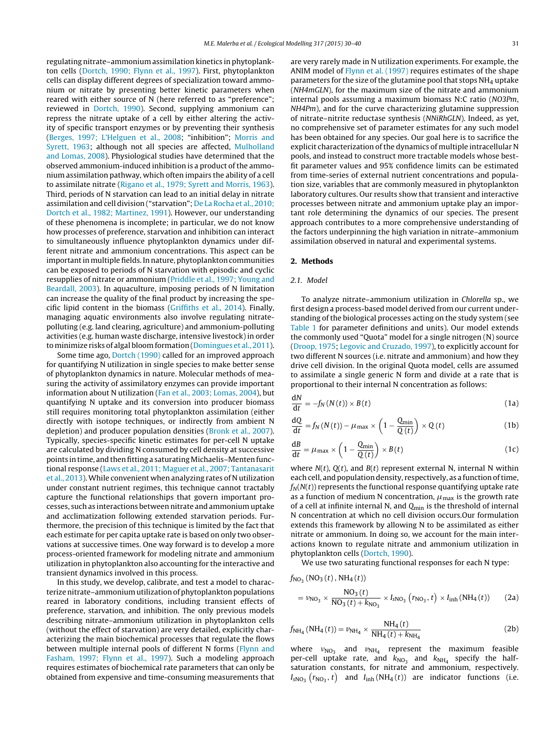regulating nitrate–ammonium assimilation kinetics in phytoplankton cells (Dortch, 1990; Flynn et al., 1997). First, phytoplankton cells can display different degrees of specialization toward ammonium or nitrate by presenting better kinetic parameters when reared with either source of N (here referred to as "preference"; reviewed in Dortch, 1990). Second, supplying ammonium can repress the nitrate uptake of a cell by either altering the activity of specific transport enzymes or by preventing their synthesis (Berges, 1997; L'Helguen et al., 2008; "inhibition"; Morris and Syrett, 1963; although not all species are affected, Mulholland and Lomas, 2008). Physiological studies have determined that the observed ammonium-induced inhibition is a product of the ammonium assimilation pathway, which often impairs the ability of a cell to assimilate nitrate (Rigano et al., 1979; Syrett and Morris, 1963). Third, periods of N starvation can lead to an initial delay in nitrate assimilation and cell division ("starvation"; De La Rocha et al., 2010; Dortch et al., 1982; Martinez, 1991). However, our understanding of these phenomena is incomplete; in particular, we do not know how processes of preference, starvation and inhibition can interact to simultaneously influence phytoplankton dynamics under different nitrate and ammonium concentrations. This aspect can be important in multiple fields. In nature, phytoplankton communities can be exposed to periods of N starvation with episodic and cyclic resupplies of nitrate or ammonium (Priddle et al., 1997; Young and Beardall, 2003). In aquaculture, imposing periods of N limitation can increase the quality of the final product by increasing the specific lipid content in the biomass (Griffiths et al., 2014). Finally, managing aquatic environments also involve regulating nitrate-polluting (e.g. land clearing, agriculture) and ammonium-polluting activities (e.g. human waste discharge, intensive livestock) in order to minimize risks of algal bloom formation (Domingues et al., 2011).

Some time ago, Dortch (1990) called for an improved approach for quantifying N utilization in single species to make better sense of phytoplankton dynamics in nature. Molecular methods of measuring the activity of assimilatory enzymes can provide important information about N utilization (Fan et al., 2003; Lomas, 2004), but quantifying N uptake and its conversion into producer biomass still requires monitoring total phytoplankton assimilation (either directly with isotope techniques, or indirectly from ambient N depletion) and producer population densities (Bronk et al., 2007). Typically, species-specific kinetic estimates for per-cell N uptake are calculated by dividing N consumed by cell density at successive points in time, and then fitting a saturating Michaelis–Menten functional response (Laws et al., 2011; Maguer et al., 2007; Tantanasarit et al., 2013). While convenient when analyzing rates of N utilization under constant nutrient regimes, this technique cannot tractably capture the functional relationships that govern important processes, such as interactions between nitrate and ammonium uptake and acclimatization following extended starvation periods. Furthermore, the precision of this technique is limited by the fact that each estimate for per capita uptake rate is based on only two observations at successive times. One way forward is to develop a more process-oriented framework for modeling nitrate and ammonium utilization in phytoplankton also accounting for the interactive and transient dynamics involved in this process.

In this study, we develop, calibrate, and test a model to characterize nitrate–ammonium utilization of phytoplankton populations reared in laboratory conditions, including transient effects of preference, starvation, and inhibition. The only previous models describing nitrate–ammonium utilization in phytoplankton cells (without the effect of starvation) are very detailed, explicitly characterizing the main biochemical processes that regulate the flows between multiple internal pools of different N forms (Flynn and Fasham, 1997; Flynn et al., 1997). Such a modeling approach requires estimates of biochemical rate parameters that can only be obtained from expensive and time-consuming measurements that are very rarely made in N utilization experiments. For example, the ANIM model of Flynn et al. (1997) requires estimates of the shape parameters for the size of the glutamine pool that stops $NH_4$ uptake (*NH4mGLN*), for the maximum size of the nitrate and ammonium internal pools assuming a maximum biomass N:C ratio (*NO3Pm*, *NH4Pm*), and for the curve characterizing glutamine suppression of nitrate–nitrite reductase synthesis (*NNiRhGLN*). Indeed, as yet, no comprehensive set of parameter estimates for any such model has been obtained for any species. Our goal here is to sacrifice the explicit characterization of the dynamics of multiple intracellular N pools, and instead to construct more tractable models whose best-fit parameter values and 95% confidence limits can be estimated from time-series of external nutrient concentrations and population size, variables that are commonly measured in phytoplankton laboratory cultures. Our results show that transient and interactive processes between nitrate and ammonium uptake play an important role determining the dynamics of our species. The present approach contributes to a more comprehensive understanding of the factors underpinning the high variation in nitrate–ammonium assimilation observed in natural and experimental systems.

## 2. Methods

### 2.1. Model

To analyze nitrate–ammonium utilization in *Chlorella* sp., we first design a process-based model derived from our current understanding of the biological processes acting on the study system (see Table 1 for parameter definitions and units). Our model extends the commonly used "Quota" model for a single nitrogen (N) source (Droop, 1975; Legovic and Cruzado, 1997), to explicitly account for two different N sources (i.e. nitrate and ammonium) and how they drive cell division. In the original Quota model, cells are assumed to assimilate a single generic N form and divide at a rate that is proportional to their internal N concentration as follows:

$$\frac{dN}{dt} = -f_N(N(t)) \times B(t) \tag{1a}$$

$$\frac{dQ}{dt} = f_N(N(t)) - \mu_{\max} \times \left(1 - \frac{Q_{\min}}{Q(t)}\right) \times Q(t) \tag{1b}$$

$$\frac{dB}{dt} = \mu_{\max} \times \left(1 - \frac{Q_{\min}}{Q(t)}\right) \times B(t) \tag{1c}$$

where $N(t)$, $Q(t)$, and $B(t)$ represent external N, internal N within each cell, and population density, respectively, as a function of time, $f_N(N(t))$ represents the functional response quantifying uptake rate as a function of medium N concentration, $\mu_{\max}$ is the growth rate of a cell at infinite internal N, and $Q_{\min}$ is the threshold of internal N concentration at which no cell division occurs.Our formulation extends this framework by allowing N to be assimilated as either nitrate or ammonium. In doing so, we account for the main interactions known to regulate nitrate and ammonium utilization in phytoplankton cells (Dortch, 1990).

We use two saturating functional responses for each N type:

$$f_{NO_3}(NO_3(t), NH_4(t)) = \nu_{NO_3} \times \frac{NO_3(t)}{NO_3(t) + k_{NO_3}} \times I_{sNO_3}\left(r_{NO_3}, t\right) \times I_{inh}(NH_4(t)) \tag{2a}$$

$$f_{NH_4}(NH_4(t)) = \nu_{NH_4} \times \frac{NH_4(t)}{NH_4(t) + k_{NH_4}} \tag{2b}$$

where $\nu_{NO_3}$ and $\nu_{NH_4}$ represent the maximum feasible per-cell uptake rate, and $k_{NO_3}$ and $k_{NH_4}$ specify the half-saturation constants, for nitrate and ammonium, respectively. $I_{sNO_3}\left(r_{NO_3}, t\right)$ and $I_{inh}(NH_4(t))$ are indicator functions (i.e.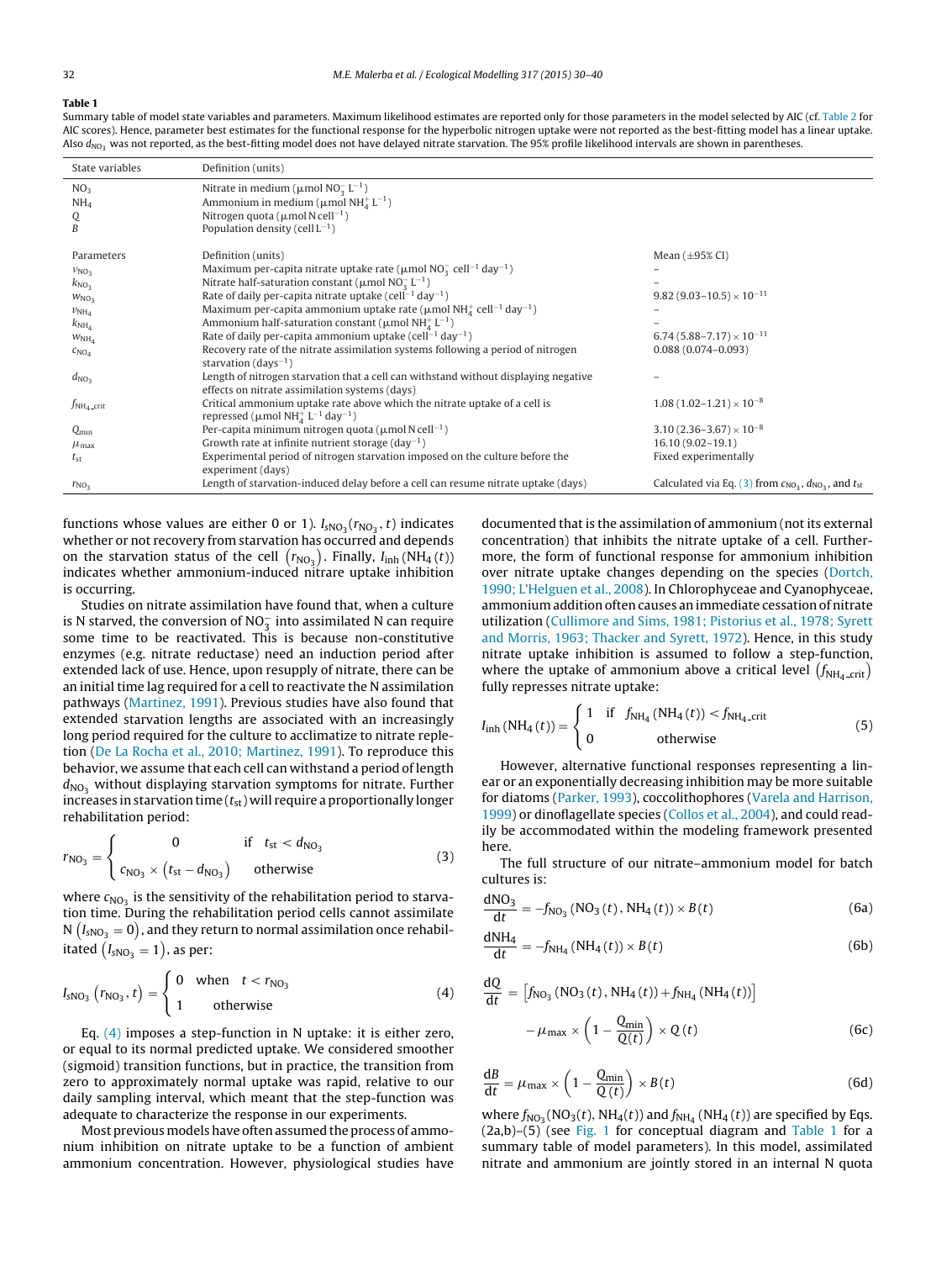**Table 1**

Summary table of model state variables and parameters. Maximum likelihood estimates are reported only for those parameters in the model selected by AIC (cf. Table 2 for AIC scores). Hence, parameter best estimates for the functional response for the hyperbolic nitrogen uptake were not reported as the best-fitting model has a linear uptake. Also $d_{NO_3}$ was not reported, as the best-fitting model does not have delayed nitrate starvation. The 95% profile likelihood intervals are shown in parentheses.

| State variables | Definition (units) | |
|---|---|---|
| $NO_3$ | Nitrate in medium ($\mu$mol $NO_3^-$ $L^{-1}$) | |
| $NH_4$ | Ammonium in medium ($\mu$mol $NH_4^+$ $L^{-1}$) | |
| $Q$ | Nitrogen quota ($\mu$mol N $cell^{-1}$) | |
| $B$ | Population density (cell $L^{-1}$) | |
| **Parameters** | **Definition (units)** | **Mean (±95% CI)** |
| $\upsilon_{NO_3}$ | Maximum per-capita nitrate uptake rate ($\mu$mol $NO_3^-$ $cell^{-1}$ $day^{-1}$) | – |
| $k_{NO_3}$ | Nitrate half-saturation constant ($\mu$mol $NO_3^-$ $L^{-1}$) | – |
| $w_{NO_3}$ | Rate of daily per-capita nitrate uptake ($cell^{-1}$ $day^{-1}$) | $9.82\ (9.03–10.5) \times 10^{-11}$ |
| $\upsilon_{NH_4}$ | Maximum per-capita ammonium uptake rate ($\mu$mol $NH_4^+$ $cell^{-1}$ $day^{-1}$) | – |
| $k_{NH_4}$ | Ammonium half-saturation constant ($\mu$mol $NH_4^+$ $L^{-1}$) | – |
| $w_{NH_4}$ | Rate of daily per-capita ammonium uptake ($cell^{-1}$ $day^{-1}$) | $6.74\ (5.88–7.17) \times 10^{-11}$ |
| $c_{NO_4}$ | Recovery rate of the nitrate assimilation systems following a period of nitrogen starvation ($days^{-1}$) | 0.088 (0.074–0.093) |
| $d_{NO_3}$ | Length of nitrogen starvation that a cell can withstand without displaying negative effects on nitrate assimilation systems (days) | – |
| $f_{NH_4\_crit}$ | Critical ammonium uptake rate above which the nitrate uptake of a cell is repressed ($\mu$mol $NH_4^+$ $L^{-1}$ $day^{-1}$) | $1.08\ (1.02–1.21) \times 10^{-8}$ |
| $Q_{min}$ | Per-capita minimum nitrogen quota ($\mu$mol N $cell^{-1}$) | $3.10\ (2.36–3.67) \times 10^{-8}$ |
| $\mu_{max}$ | Growth rate at infinite nutrient storage ($day^{-1}$) | 16.10 (9.02–19.1) |
| $t_{st}$ | Experimental period of nitrogen starvation imposed on the culture before the experiment (days) | Fixed experimentally |
| $r_{NO_3}$ | Length of starvation-induced delay before a cell can resume nitrate uptake (days) | Calculated via Eq. (3) from $c_{NO_3}$, $d_{NO_3}$, and $t_{st}$ |

functions whose values are either 0 or 1). $I_{sNO_3}(r_{NO_3}, t)$ indicates whether or not recovery from starvation has occurred and depends on the starvation status of the cell $\left(r_{NO_3}\right)$. Finally, $I_{inh}\left(NH_4(t)\right)$ indicates whether ammonium-induced nitrare uptake inhibition is occurring.

Studies on nitrate assimilation have found that, when a culture is N starved, the conversion of $NO_3^-$ into assimilated N can require some time to be reactivated. This is because non-constitutive enzymes (e.g. nitrate reductase) need an induction period after extended lack of use. Hence, upon resupply of nitrate, there can be an initial time lag required for a cell to reactivate the N assimilation pathways (Martinez, 1991). Previous studies have also found that extended starvation lengths are associated with an increasingly long period required for the culture to acclimatize to nitrate repletion (De La Rocha et al., 2010; Martinez, 1991). To reproduce this behavior, we assume that each cell can withstand a period of length $d_{NO_3}$ without displaying starvation symptoms for nitrate. Further increases in starvation time ($t_{st}$) will require a proportionally longer rehabilitation period:

$$r_{NO_3} = \begin{cases} 0 & \text{if} \quad t_{st} < d_{NO_3} \\ c_{NO_3} \times \left(t_{st} - d_{NO_3}\right) & \text{otherwise} \end{cases} \tag{3}$$

where $c_{NO_3}$ is the sensitivity of the rehabilitation period to starvation time. During the rehabilitation period cells cannot assimilate N $\left(I_{sNO_3} = 0\right)$, and they return to normal assimilation once rehabilitated $\left(I_{sNO_3} = 1\right)$, as per:

$$I_{sNO_3}\left(r_{NO_3}, t\right) = \begin{cases} 0 & \text{when} \quad t < r_{NO_3} \\ 1 & \text{otherwise} \end{cases} \tag{4}$$

Eq. (4) imposes a step-function in N uptake: it is either zero, or equal to its normal predicted uptake. We considered smoother (sigmoid) transition functions, but in practice, the transition from zero to approximately normal uptake was rapid, relative to our daily sampling interval, which meant that the step-function was adequate to characterize the response in our experiments.

Most previous models have often assumed the process of ammonium inhibition on nitrate uptake to be a function of ambient ammonium concentration. However, physiological studies have documented that is the assimilation of ammonium (not its external concentration) that inhibits the nitrate uptake of a cell. Furthermore, the form of functional response for ammonium inhibition over nitrate uptake changes depending on the species (Dortch, 1990; L'Helguen et al., 2008). In Chlorophyceae and Cyanophyceae, ammonium addition often causes an immediate cessation of nitrate utilization (Cullimore and Sims, 1981; Pistorius et al., 1978; Syrett and Morris, 1963; Thacker and Syrett, 1972). Hence, in this study nitrate uptake inhibition is assumed to follow a step-function, where the uptake of ammonium above a critical level $\left(f_{NH_4\_crit}\right)$ fully represses nitrate uptake:

$$I_{inh}\left(NH_4(t)\right) = \begin{cases} 1 & \text{if} \quad f_{NH_4}\left(NH_4(t)\right) < f_{NH_4\_crit} \\ 0 & \text{otherwise} \end{cases} \tag{5}$$

However, alternative functional responses representing a linear or an exponentially decreasing inhibition may be more suitable for diatoms (Parker, 1993), coccolithophores (Varela and Harrison, 1999) or dinoflagellate species (Collos et al., 2004), and could readily be accommodated within the modeling framework presented here.

The full structure of our nitrate–ammonium model for batch cultures is:

$$\frac{dNO_3}{dt} = -f_{NO_3}\left(NO_3(t), NH_4(t)\right) \times B(t) \tag{6a}$$

$$\frac{dNH_4}{dt} = -f_{NH_4}\left(NH_4(t)\right) \times B(t) \tag{6b}$$

$$\frac{dQ}{dt} = \left[f_{NO_3}\left(NO_3(t), NH_4(t)\right) + f_{NH_4}\left(NH_4(t)\right)\right] - \mu_{max} \times \left(1 - \frac{Q_{min}}{Q(t)}\right) \times Q(t) \tag{6c}$$

$$\frac{dB}{dt} = \mu_{max} \times \left(1 - \frac{Q_{min}}{Q(t)}\right) \times B(t) \tag{6d}$$

where $f_{NO_3}(NO_3(t), NH_4(t))$ and $f_{NH_4}\left(NH_4(t)\right)$ are specified by Eqs. (2a,b)–(5) (see Fig. 1 for conceptual diagram and Table 1 for a summary table of model parameters). In this model, assimilated nitrate and ammonium are jointly stored in an internal N quota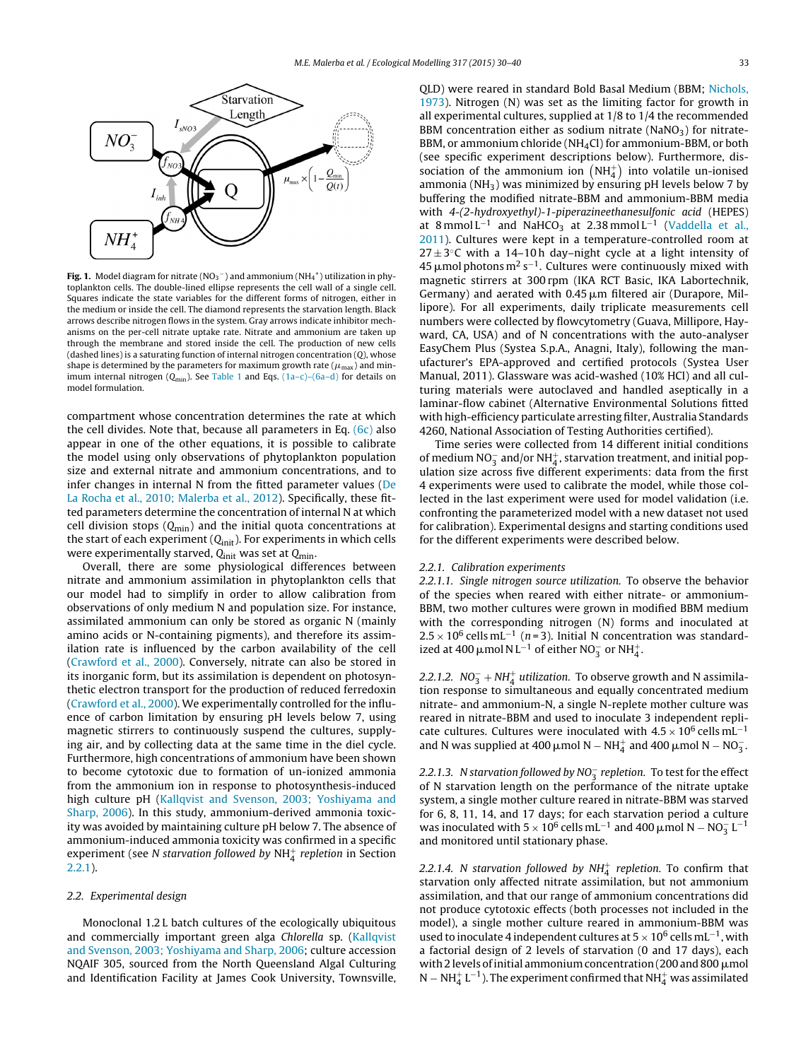**Fig. 1.** Model diagram for nitrate ($NO_3^-$) and ammonium ($NH_4^+$) utilization in phytoplankton cells. The double-lined ellipse represents the cell wall of a single cell. Squares indicate the state variables for the different forms of nitrogen, either in the medium or inside the cell. The diamond represents the starvation length. Black arrows describe nitrogen flows in the system. Gray arrows indicate inhibitor mechanisms on the per-cell nitrate uptake rate. Nitrate and ammonium are taken up through the membrane and stored inside the cell. The production of new cells (dashed lines) is a saturating function of internal nitrogen concentration ($Q$), whose shape is determined by the parameters for maximum growth rate ($\mu_{max}$) and minimum internal nitrogen ($Q_{min}$). See Table 1 and Eqs. (1a–c)–(6a–d) for details on model formulation.

compartment whose concentration determines the rate at which the cell divides. Note that, because all parameters in Eq. (6c) also appear in one of the other equations, it is possible to calibrate the model using only observations of phytoplankton population size and external nitrate and ammonium concentrations, and to infer changes in internal N from the fitted parameter values (De La Rocha et al., 2010; Malerba et al., 2012). Specifically, these fitted parameters determine the concentration of internal N at which cell division stops ($Q_{min}$) and the initial quota concentrations at the start of each experiment ($Q_{init}$). For experiments in which cells were experimentally starved, $Q_{init}$ was set at $Q_{min}$.

Overall, there are some physiological differences between nitrate and ammonium assimilation in phytoplankton cells that our model had to simplify in order to allow calibration from observations of only medium N and population size. For instance, assimilated ammonium can only be stored as organic N (mainly amino acids or N-containing pigments), and therefore its assimilation rate is influenced by the carbon availability of the cell (Crawford et al., 2000). Conversely, nitrate can also be stored in its inorganic form, but its assimilation is dependent on photosynthetic electron transport for the production of reduced ferredoxin (Crawford et al., 2000). We experimentally controlled for the influence of carbon limitation by ensuring pH levels below 7, using magnetic stirrers to continuously suspend the cultures, supplying air, and by collecting data at the same time in the diel cycle. Furthermore, high concentrations of ammonium have been shown to become cytotoxic due to formation of un-ionized ammonia from the ammonium ion in response to photosynthesis-induced high culture pH (Kallqvist and Svenson, 2003; Yoshiyama and Sharp, 2006). In this study, ammonium-derived ammonia toxicity was avoided by maintaining culture pH below 7. The absence of ammonium-induced ammonia toxicity was confirmed in a specific experiment (see *N starvation followed by* $NH_4^+$ *replection* in Section 2.2.1).

## 2.2. Experimental design

Monoclonal 1.2 L batch cultures of the ecologically ubiquitous and commercially important green alga *Chlorella* sp. (Kallqvist and Svenson, 2003; Yoshiyama and Sharp, 2006; culture accession NQAIF 305, sourced from the North Queensland Algal Culturing and Identification Facility at James Cook University, Townsville, QLD) were reared in standard Bold Basal Medium (BBM; Nichols, 1973). Nitrogen (N) was set as the limiting factor for growth in all experimental cultures, supplied at 1/8 to 1/4 the recommended BBM concentration either as sodium nitrate ($NaNO_3$) for nitrate-BBM, or ammonium chloride ($NH_4Cl$) for ammonium-BBM, or both (see specific experiment descriptions below). Furthermore, dissociation of the ammonium ion $(NH_4^+)$ into volatile un-ionised ammonia ($NH_3$) was minimized by ensuring pH levels below 7 by buffering the modified nitrate-BBM and ammonium-BBM media with *4-(2-hydroxyethyl)-1-piperazineethanesulfonic acid* (HEPES) at 8 mmol L$^{-1}$ and $NaHCO_3$ at 2.38 mmol L$^{-1}$ (Vaddella et al., 2011). Cultures were kept in a temperature-controlled room at $27 \pm 3$ °C with a 14–10 h day–night cycle at a light intensity of 45 μmol photons m$^2$ s$^{-1}$. Cultures were continuously mixed with magnetic stirrers at 300 rpm (IKA RCT Basic, IKA Labortechnik, Germany) and aerated with 0.45 μm filtered air (Durapore, Millipore). For all experiments, daily triplicate measurements cell numbers were collected by flowcytometry (Guava, Millipore, Hayward, CA, USA) and of N concentrations with the auto-analyser EasyChem Plus (Systea S.p.A., Anagni, Italy), following the manufacturer's EPA-approved and certified protocols (Systea User Manual, 2011). Glassware was acid-washed (10% HCl) and all culturing materials were autoclaved and handled aseptically in a laminar-flow cabinet (Alternative Environmental Solutions fitted with high-efficiency particulate arresting filter, Australia Standards 4260, National Association of Testing Authorities certified).

Time series were collected from 14 different initial conditions of medium $NO_3^-$ and/or $NH_4^+$, starvation treatment, and initial population size across five different experiments: data from the first 4 experiments were used to calibrate the model, while those collected in the last experiment were used for model validation (i.e. confronting the parameterized model with a new dataset not used for calibration). Experimental designs and starting conditions used for the different experiments were described below.

### 2.2.1. Calibration experiments

*2.2.1.1. Single nitrogen source utilization.* To observe the behavior of the species when reared with either nitrate- or ammonium-BBM, two mother cultures were grown in modified BBM medium with the corresponding nitrogen (N) forms and inoculated at $2.5 \times 10^6$ cells mL$^{-1}$ ($n = 3$). Initial N concentration was standardized at 400 μmol N L$^{-1}$ of either $NO_3^-$ or $NH_4^+$.

*2.2.1.2.* $NO_3^- + NH_4^+$ *utilization.* To observe growth and N assimilation response to simultaneous and equally concentrated medium nitrate- and ammonium-N, a single N-replete mother culture was reared in nitrate-BBM and used to inoculate 3 independent replicate cultures. Cultures were inoculated with $4.5 \times 10^6$ cells mL$^{-1}$ and N was supplied at 400 μmol $N - NH_4^+$ and 400 μmol $N - NO_3^-$.

*2.2.1.3. N starvation followed by* $NO_3^-$ *repletion.* To test for the effect of N starvation length on the performance of the nitrate uptake system, a single mother culture reared in nitrate-BBM was starved for 6, 8, 11, 14, and 17 days; for each starvation period a culture was inoculated with $5 \times 10^6$ cells mL$^{-1}$ and 400 μmol $N - NO_3^-$ L$^{-1}$ and monitored until stationary phase.

*2.2.1.4. N starvation followed by* $NH_4^+$ *repletion.* To confirm that starvation only affected nitrate assimilation, but not ammonium assimilation, and that our range of ammonium concentrations did not produce cytotoxic effects (both processes not included in the model), a single mother culture reared in ammonium-BBM was used to inoculate 4 independent cultures at $5 \times 10^6$ cells mL$^{-1}$, with a factorial design of 2 levels of starvation (0 and 17 days), each with 2 levels of initial ammonium concentration (200 and 800 μmol $N - NH_4^+$ L$^{-1}$). The experiment confirmed that $NH_4^+$ was assimilated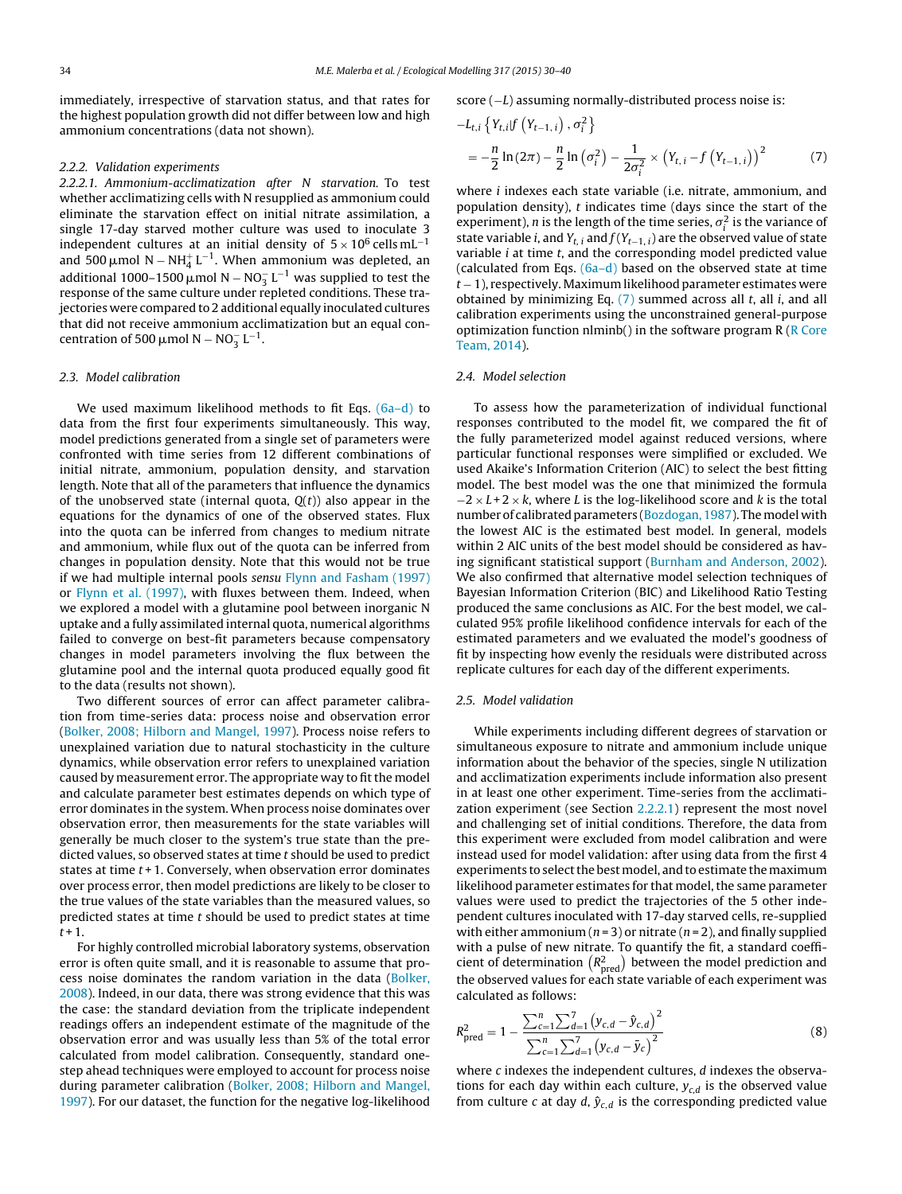immediately, irrespective of starvation status, and that rates for the highest population growth did not differ between low and high ammonium concentrations (data not shown).

#### 2.2.2. Validation experiments

*2.2.2.1. Ammonium-acclimatization after N starvation.* To test whether acclimatizing cells with N resupplied as ammonium could eliminate the starvation effect on initial nitrate assimilation, a single 17-day starved mother culture was used to inoculate 3 independent cultures at an initial density of $5 \times 10^6$ cells $mL^{-1}$ and 500 $\mu$mol $N - NH_4^+ L^{-1}$. When ammonium was depleted, an additional 1000–1500 $\mu$mol $N - NO_3^- L^{-1}$ was supplied to test the response of the same culture under repleted conditions. These trajectories were compared to 2 additional equally inoculated cultures that did not receive ammonium acclimatization but an equal concentration of 500 $\mu$mol $N - NO_3^- L^{-1}$.

### 2.3. Model calibration

We used maximum likelihood methods to fit Eqs. (6a–d) to data from the first four experiments simultaneously. This way, model predictions generated from a single set of parameters were confronted with time series from 12 different combinations of initial nitrate, ammonium, population density, and starvation length. Note that all of the parameters that influence the dynamics of the unobserved state (internal quota, $Q(t)$) also appear in the equations for the dynamics of one of the observed states. Flux into the quota can be inferred from changes to medium nitrate and ammonium, while flux out of the quota can be inferred from changes in population density. Note that this would not be true if we had multiple internal pools *sensu* Flynn and Fasham (1997) or Flynn et al. (1997), with fluxes between them. Indeed, when we explored a model with a glutamine pool between inorganic N uptake and a fully assimilated internal quota, numerical algorithms failed to converge on best-fit parameters because compensatory changes in model parameters involving the flux between the glutamine pool and the internal quota produced equally good fit to the data (results not shown).

Two different sources of error can affect parameter calibration from time-series data: process noise and observation error (Bolker, 2008; Hilborn and Mangel, 1997). Process noise refers to unexplained variation due to natural stochasticity in the culture dynamics, while observation error refers to unexplained variation caused by measurement error. The appropriate way to fit the model and calculate parameter best estimates depends on which type of error dominates in the system. When process noise dominates over observation error, then measurements for the state variables will generally be much closer to the system's true state than the predicted values, so observed states at time $t$ should be used to predict states at time $t+1$. Conversely, when observation error dominates over process error, then model predictions are likely to be closer to the true values of the state variables than the measured values, so predicted states at time $t$ should be used to predict states at time $t+1$.

For highly controlled microbial laboratory systems, observation error is often quite small, and it is reasonable to assume that process noise dominates the random variation in the data (Bolker, 2008). Indeed, in our data, there was strong evidence that this was the case: the standard deviation from the triplicate independent readings offers an independent estimate of the magnitude of the observation error and was usually less than 5% of the total error calculated from model calibration. Consequently, standard one-step ahead techniques were employed to account for process noise during parameter calibration (Bolker, 2008; Hilborn and Mangel, 1997). For our dataset, the function for the negative log-likelihood score ($-L$) assuming normally-distributed process noise is:

$$-L_{t,i}\left\{Y_{t,i}|f\left(Y_{t-1,i}\right),\sigma_i^2\right\} = -\frac{n}{2}\ln(2\pi) - \frac{n}{2}\ln\left(\sigma_i^2\right) - \frac{1}{2\sigma_i^2}\times\left(Y_{t,i} - f\left(Y_{t-1,i}\right)\right)^2 \quad (7)$$

where $i$ indexes each state variable (i.e. nitrate, ammonium, and population density), $t$ indicates time (days since the start of the experiment), $n$ is the length of the time series, $\sigma_i^2$ is the variance of state variable $i$, and $Y_{t,i}$ and $f(Y_{t-1,i})$ are the observed value of state variable $i$ at time $t$, and the corresponding model predicted value (calculated from Eqs. (6a–d) based on the observed state at time $t-1$), respectively. Maximum likelihood parameter estimates were obtained by minimizing Eq. (7) summed across all $t$, all $i$, and all calibration experiments using the unconstrained general-purpose optimization function nlminb() in the software program R (R Core Team, 2014).

### 2.4. Model selection

To assess how the parameterization of individual functional responses contributed to the model fit, we compared the fit of the fully parameterized model against reduced versions, where particular functional responses were simplified or excluded. We used Akaike's Information Criterion (AIC) to select the best fitting model. The best model was the one that minimized the formula $-2 \times L + 2 \times k$, where $L$ is the log-likelihood score and $k$ is the total number of calibrated parameters (Bozdogan, 1987). The model with the lowest AIC is the estimated best model. In general, models within 2 AIC units of the best model should be considered as having significant statistical support (Burnham and Anderson, 2002). We also confirmed that alternative model selection techniques of Bayesian Information Criterion (BIC) and Likelihood Ratio Testing produced the same conclusions as AIC. For the best model, we calculated 95% profile likelihood confidence intervals for each of the estimated parameters and we evaluated the model's goodness of fit by inspecting how evenly the residuals were distributed across replicate cultures for each day of the different experiments.

### 2.5. Model validation

While experiments including different degrees of starvation or simultaneous exposure to nitrate and ammonium include unique information about the behavior of the species, single N utilization and acclimatization experiments include information also present in at least one other experiment. Time-series from the acclimatization experiment (see Section 2.2.2.1) represent the most novel and challenging set of initial conditions. Therefore, the data from this experiment were excluded from model calibration and were instead used for model validation: after using data from the first 4 experiments to select the best model, and to estimate the maximum likelihood parameter estimates for that model, the same parameter values were used to predict the trajectories of the 5 other independent cultures inoculated with 17-day starved cells, re-supplied with either ammonium ($n = 3$) or nitrate ($n = 2$), and finally supplied with a pulse of new nitrate. To quantify the fit, a standard coefficient of determination $\left(R^2_{pred}\right)$ between the model prediction and the observed values for each state variable of each experiment was calculated as follows:

$$R^2_{pred} = 1 - \frac{\sum_{c=1}^{n}\sum_{d=1}^{7}\left(y_{c,d} - \hat{y}_{c,d}\right)^2}{\sum_{c=1}^{n}\sum_{d=1}^{7}\left(y_{c,d} - \bar{y}_c\right)^2} \quad (8)$$

where $c$ indexes the independent cultures, $d$ indexes the observations for each day within each culture, $y_{c,d}$ is the observed value from culture $c$ at day $d$, $\hat{y}_{c,d}$ is the corresponding predicted value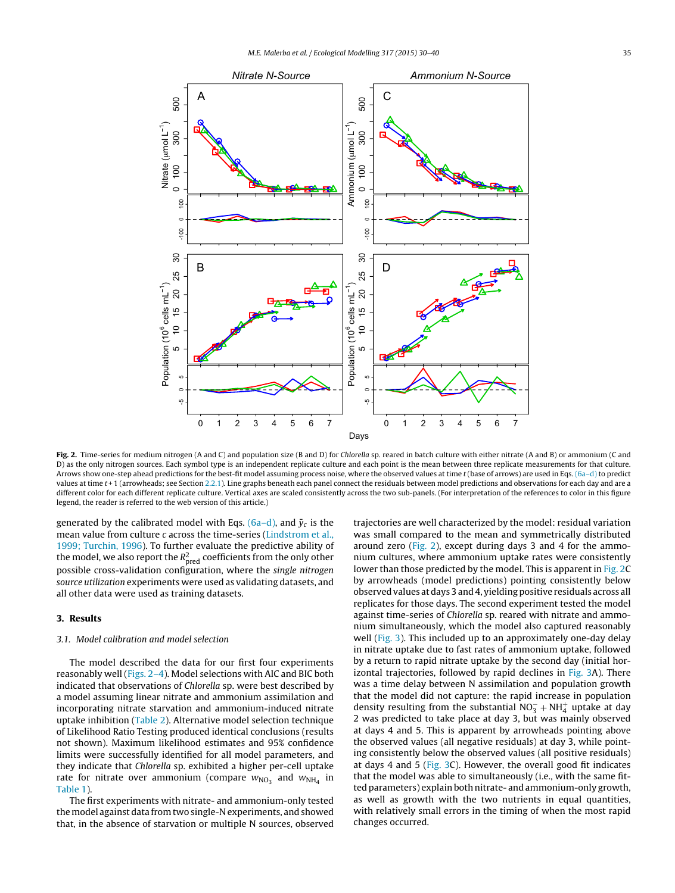**Fig. 2.** Time-series for medium nitrogen (A and C) and population size (B and D) for *Chlorella* sp. reared in batch culture with either nitrate (A and B) or ammonium (C and D) as the only nitrogen sources. Each symbol type is an independent replicate culture and each point is the mean between three replicate measurements for that culture. Arrows show one-step ahead predictions for the best-fit model assuming process noise, where the observed values at time $t$ (base of arrows) are used in Eqs. (6a–d) to predict values at time $t+1$ (arrowheads; see Section 2.2.1). Line graphs beneath each panel connect the residuals between model predictions and observations for each day and are a different color for each different replicate culture. Vertical axes are scaled consistently across the two sub-panels. (For interpretation of the references to color in this figure legend, the reader is referred to the web version of this article.)

generated by the calibrated model with Eqs. (6a–d), and $\bar{y}_c$ is the mean value from culture $c$ across the time-series (Lindstrom et al., 1999; Turchin, 1996). To further evaluate the predictive ability of the model, we also report the $R^2_{pred}$ coefficients from the only other possible cross-validation configuration, where the *single nitrogen source utilization* experiments were used as validating datasets, and all other data were used as training datasets.

## 3. Results

### 3.1. Model calibration and model selection

The model described the data for our first four experiments reasonably well (Figs. 2–4). Model selections with AIC and BIC both indicated that observations of *Chlorella* sp. were best described by a model assuming linear nitrate and ammonium assimilation and incorporating nitrate starvation and ammonium-induced nitrate uptake inhibition (Table 2). Alternative model selection technique of Likelihood Ratio Testing produced identical conclusions (results not shown). Maximum likelihood estimates and 95% confidence limits were successfully identified for all model parameters, and they indicate that *Chlorella* sp. exhibited a higher per-cell uptake rate for nitrate over ammonium (compare $w_{NO_3}$ and $w_{NH_4}$ in Table 1).

The first experiments with nitrate- and ammonium-only tested the model against data from two single-N experiments, and showed that, in the absence of starvation or multiple N sources, observed trajectories are well characterized by the model: residual variation was small compared to the mean and symmetrically distributed around zero (Fig. 2), except during days 3 and 4 for the ammonium cultures, where ammonium uptake rates were consistently lower than those predicted by the model. This is apparent in Fig. 2C by arrowheads (model predictions) pointing consistently below observed values at days 3 and 4, yielding positive residuals across all replicates for those days. The second experiment tested the model against time-series of *Chlorella* sp. reared with nitrate and ammonium simultaneously, which the model also captured reasonably well (Fig. 3). This included up to an approximately one-day delay in nitrate uptake due to fast rates of ammonium uptake, followed by a return to rapid nitrate uptake by the second day (initial horizontal trajectories, followed by rapid declines in Fig. 3A). There was a time delay between N assimilation and population growth that the model did not capture: the rapid increase in population density resulting from the substantial $NO_3^- + NH_4^+$ uptake at day 2 was predicted to take place at day 3, but was mainly observed at days 4 and 5. This is apparent by arrowheads pointing above the observed values (all negative residuals) at day 3, while pointing consistently below the observed values (all positive residuals) at days 4 and 5 (Fig. 3C). However, the overall good fit indicates that the model was able to simultaneously (i.e., with the same fitted parameters) explain both nitrate- and ammonium-only growth, as well as growth with the two nutrients in equal quantities, with relatively small errors in the timing of when the most rapid changes occurred.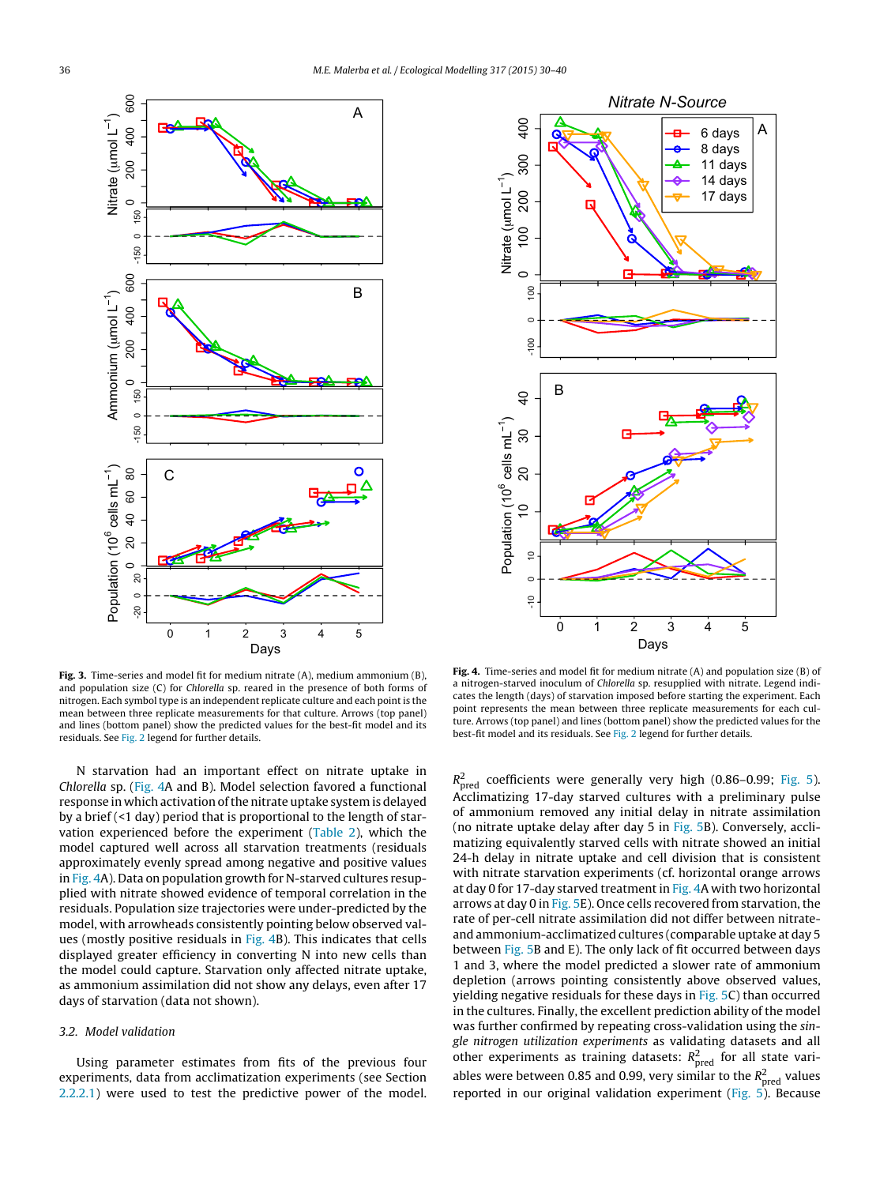**Fig. 3.** Time-series and model fit for medium nitrate (A), medium ammonium (B), and population size (C) for *Chlorella* sp. reared in the presence of both forms of nitrogen. Each symbol type is an independent replicate culture and each point is the mean between three replicate measurements for that culture. Arrows (top panel) and lines (bottom panel) show the predicted values for the best-fit model and its residuals. See Fig. 2 legend for further details.

**Fig. 4.** Time-series and model fit for medium nitrate (A) and population size (B) of a nitrogen-starved inoculum of *Chlorella* sp. resupplied with nitrate. Legend indicates the length (days) of starvation imposed before starting the experiment. Each point represents the mean between three replicate measurements for each culture. Arrows (top panel) and lines (bottom panel) show the predicted values for the best-fit model and its residuals. See Fig. 2 legend for further details.

N starvation had an important effect on nitrate uptake in *Chlorella* sp. (Fig. 4A and B). Model selection favored a functional response in which activation of the nitrate uptake system is delayed by a brief (<1 day) period that is proportional to the length of starvation experienced before the experiment (Table 2), which the model captured well across all starvation treatments (residuals approximately evenly spread among negative and positive values in Fig. 4A). Data on population growth for N-starved cultures resupplied with nitrate showed evidence of temporal correlation in the residuals. Population size trajectories were under-predicted by the model, with arrowheads consistently pointing below observed values (mostly positive residuals in Fig. 4B). This indicates that cells displayed greater efficiency in converting N into new cells than the model could capture. Starvation only affected nitrate uptake, as ammonium assimilation did not show any delays, even after 17 days of starvation (data not shown).

### 3.2. Model validation

Using parameter estimates from fits of the previous four experiments, data from acclimatization experiments (see Section 2.2.2.1) were used to test the predictive power of the model. $R^2_{pred}$ coefficients were generally very high (0.86–0.99; Fig. 5). Acclimatizing 17-day starved cultures with a preliminary pulse of ammonium removed any initial delay in nitrate assimilation (no nitrate uptake delay after day 5 in Fig. 5B). Conversely, acclimatizing equivalently starved cells with nitrate showed an initial 24-h delay in nitrate uptake and cell division that is consistent with nitrate starvation experiments (cf. horizontal orange arrows at day 0 for 17-day starved treatment in Fig. 4A with two horizontal arrows at day 0 in Fig. 5E). Once cells recovered from starvation, the rate of per-cell nitrate assimilation did not differ between nitrate- and ammonium-acclimatized cultures (comparable uptake at day 5 between Fig. 5B and E). The only lack of fit occurred between days 1 and 3, where the model predicted a slower rate of ammonium depletion (arrows pointing consistently above observed values, yielding negative residuals for these days in Fig. 5C) than occurred in the cultures. Finally, the excellent prediction ability of the model was further confirmed by repeating cross-validation using the *single nitrogen utilization experiments* as validating datasets and all other experiments as training datasets: $R^2_{pred}$ for all state variables were between 0.85 and 0.99, very similar to the $R^2_{pred}$ values reported in our original validation experiment (Fig. 5). Because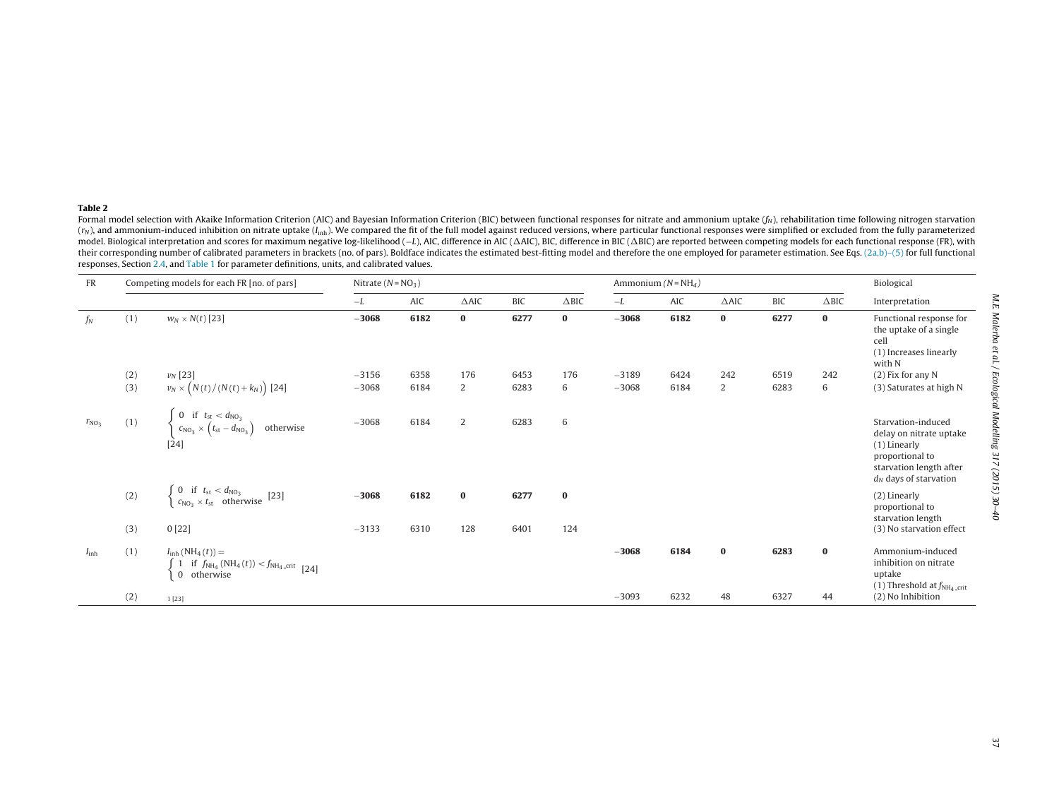**Table 2**

Formal model selection with Akaike Information Criterion (AIC) and Bayesian Information Criterion (BIC) between functional responses for nitrate and ammonium uptake ($f_N$), rehabilitation time following nitrogen starvation ($r_N$), and ammonium-induced inhibition on nitrate uptake ($I_{inh}$). We compared the fit of the full model against reduced versions, where particular functional responses were simplified or excluded from the fully parameterized model. Biological interpretation and scores for maximum negative log-likelihood ($-L$), AIC, difference in AIC ($\Delta$AIC), BIC, difference in BIC ($\Delta$BIC) are reported between competing models for each functional response (FR), with their corresponding number of calibrated parameters in brackets (no. of pars). Boldface indicates the estimated best-fitting model and therefore the one employed for parameter estimation. See Eqs. (2a,b)–(5) for full functional responses, Section 2.4, and Table 1 for parameter definitions, units, and calibrated values.

| FR | Competing models for each FR [no. of pars] | | Nitrate ($N = NO_3$) | | | | | Ammonium ($N = NH_4$) | | | | | Biological |
|---|---|---|---|---|---|---|---|---|---|---|---|---|---|
| | | | $-L$ | AIC | $\Delta$AIC | BIC | $\Delta$BIC | $-L$ | AIC | $\Delta$AIC | BIC | $\Delta$BIC | Interpretation |
| $f_N$ | (1) | $w_N \times N(t)$ [23] | **−3068** | **6182** | **0** | **6277** | **0** | **−3068** | **6182** | **0** | **6277** | **0** | Functional response for the uptake of a single cell (1) Increases linearly with N |
| | (2) | $v_N$ [23] | −3156 | 6358 | 176 | 6453 | 176 | −3189 | 6424 | 242 | 6519 | 242 | (2) Fix for any N |
| | (3) | $v_N \times \left(N(t)/(N(t)+k_N)\right)$ [24] | −3068 | 6184 | 2 | 6283 | 6 | −3068 | 6184 | 2 | 6283 | 6 | (3) Saturates at high N |
| $r_{NO_3}$ | (1) | $\begin{cases} 0 & \text{if } t_{st} < d_{NO_3} \\ c_{NO_3} \times \left(t_{st} - d_{NO_3}\right) & \text{otherwise} \end{cases}$ [24] | −3068 | 6184 | 2 | 6283 | 6 | | | | | | Starvation-induced delay on nitrate uptake (1) Linearly proportional to starvation length after $d_N$ days of starvation |
| | (2) | $\begin{cases} 0 & \text{if } t_{st} < d_{NO_3} \\ c_{NO_3} \times t_{st} & \text{otherwise} \end{cases}$ [23] | **−3068** | **6182** | **0** | **6277** | **0** | | | | | | (2) Linearly proportional to starvation length |
| | (3) | 0 [22] | −3133 | 6310 | 128 | 6401 | 124 | | | | | | (3) No starvation effect |
| $I_{inh}$ | (1) | $I_{inh}(NH_4(t)) = \begin{cases} 1 & \text{if } f_{NH_4}(NH_4(t)) < f_{NH_4\_crit} \\ 0 & \text{otherwise} \end{cases}$ [24] | | | | | | **−3068** | **6184** | **0** | **6283** | **0** | Ammonium-induced inhibition on nitrate uptake (1) Threshold at $f_{NH_4\_crit}$ |
| | (2) | 1 [23] | | | | | | −3093 | 6232 | 48 | 6327 | 44 | (2) No Inhibition |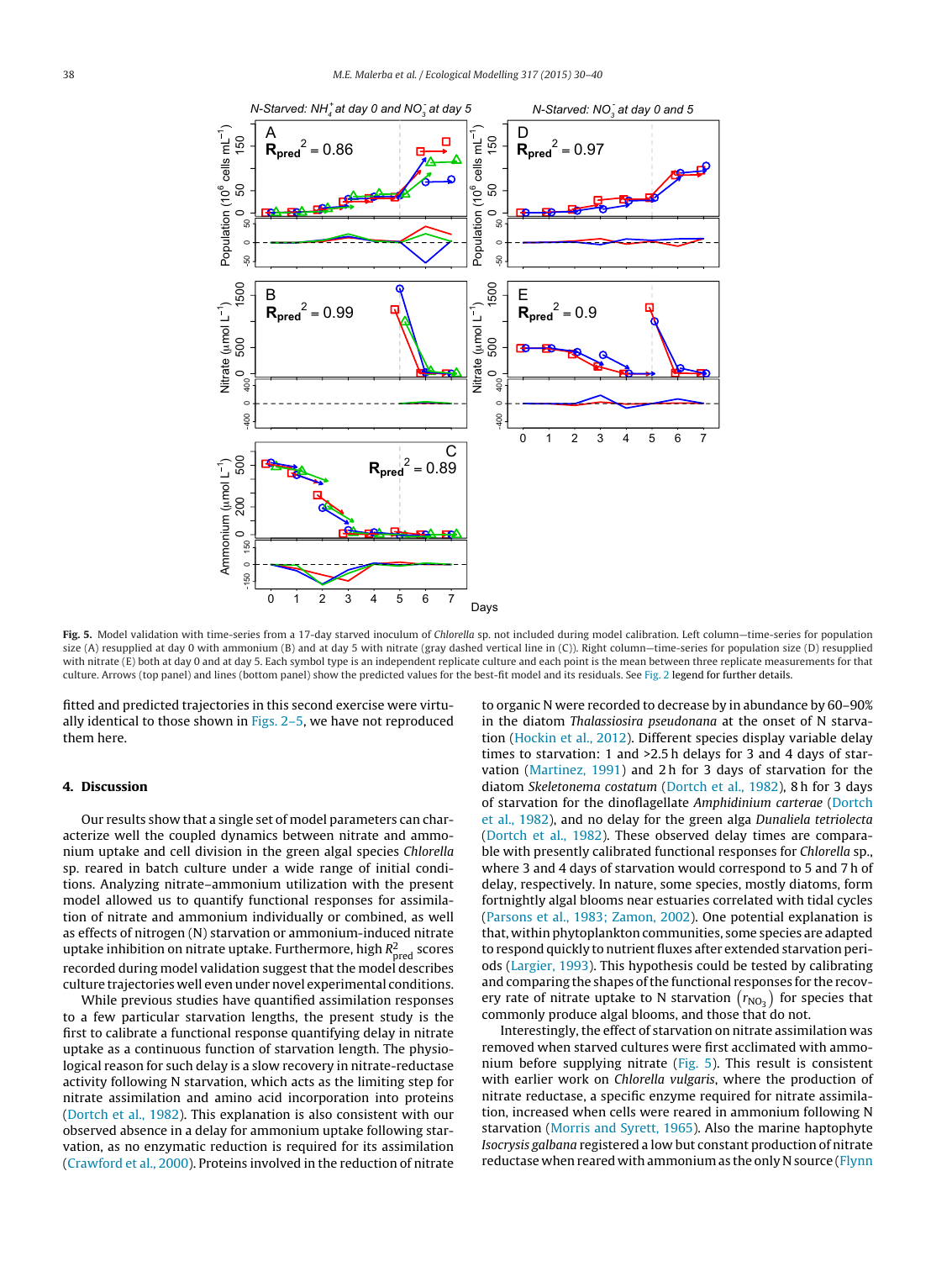**Fig. 5.** Model validation with time-series from a 17-day starved inoculum of *Chlorella* sp. not included during model calibration. Left column—time-series for population size (A) resupplied at day 0 with ammonium (B) and at day 5 with nitrate (gray dashed vertical line in (C)). Right column—time-series for population size (D) resupplied with nitrate (E) both at day 0 and at day 5. Each symbol type is an independent replicate culture and each point is the mean between three replicate measurements for that culture. Arrows (top panel) and lines (bottom panel) show the predicted values for the best-fit model and its residuals. See Fig. 2 legend for further details.

fitted and predicted trajectories in this second exercise were virtually identical to those shown in Figs. 2–5, we have not reproduced them here.

## 4. Discussion

Our results show that a single set of model parameters can characterize well the coupled dynamics between nitrate and ammonium uptake and cell division in the green algal species *Chlorella* sp. reared in batch culture under a wide range of initial conditions. Analyzing nitrate–ammonium utilization with the present model allowed us to quantify functional responses for assimilation of nitrate and ammonium individually or combined, as well as effects of nitrogen (N) starvation or ammonium-induced nitrate uptake inhibition on nitrate uptake. Furthermore, high $R^2_{pred}$ scores recorded during model validation suggest that the model describes culture trajectories well even under novel experimental conditions.

While previous studies have quantified assimilation responses to a few particular starvation lengths, the present study is the first to calibrate a functional response quantifying delay in nitrate uptake as a continuous function of starvation length. The physiological reason for such delay is a slow recovery in nitrate-reductase activity following N starvation, which acts as the limiting step for nitrate assimilation and amino acid incorporation into proteins (Dortch et al., 1982). This explanation is also consistent with our observed absence in a delay for ammonium uptake following starvation, as no enzymatic reduction is required for its assimilation (Crawford et al., 2000). Proteins involved in the reduction of nitrate to organic N were recorded to decrease by in abundance by 60–90% in the diatom *Thalassiosira pseudonana* at the onset of N starvation (Hockin et al., 2012). Different species display variable delay times to starvation: 1 and >2.5 h delays for 3 and 4 days of starvation (Martinez, 1991) and 2 h for 3 days of starvation for the diatom *Skeletonema costatum* (Dortch et al., 1982), 8 h for 3 days of starvation for the dinoflagellate *Amphidinium carterae* (Dortch et al., 1982), and no delay for the green alga *Dunaliela tetriolecta* (Dortch et al., 1982). These observed delay times are comparable with presently calibrated functional responses for *Chlorella* sp., where 3 and 4 days of starvation would correspond to 5 and 7 h of delay, respectively. In nature, some species, mostly diatoms, form fortnightly algal blooms near estuaries correlated with tidal cycles (Parsons et al., 1983; Zamon, 2002). One potential explanation is that, within phytoplankton communities, some species are adapted to respond quickly to nutrient fluxes after extended starvation periods (Largier, 1993). This hypothesis could be tested by calibrating and comparing the shapes of the functional responses for the recovery rate of nitrate uptake to N starvation $(r_{NO_3})$ for species that commonly produce algal blooms, and those that do not.

Interestingly, the effect of starvation on nitrate assimilation was removed when starved cultures were first acclimated with ammonium before supplying nitrate (Fig. 5). This result is consistent with earlier work on *Chlorella vulgaris*, where the production of nitrate reductase, a specific enzyme required for nitrate assimilation, increased when cells were reared in ammonium following N starvation (Morris and Syrett, 1965). Also the marine haptophyte *Isocrysis galbana* registered a low but constant production of nitrate reductase when reared with ammonium as the only N source (Flynn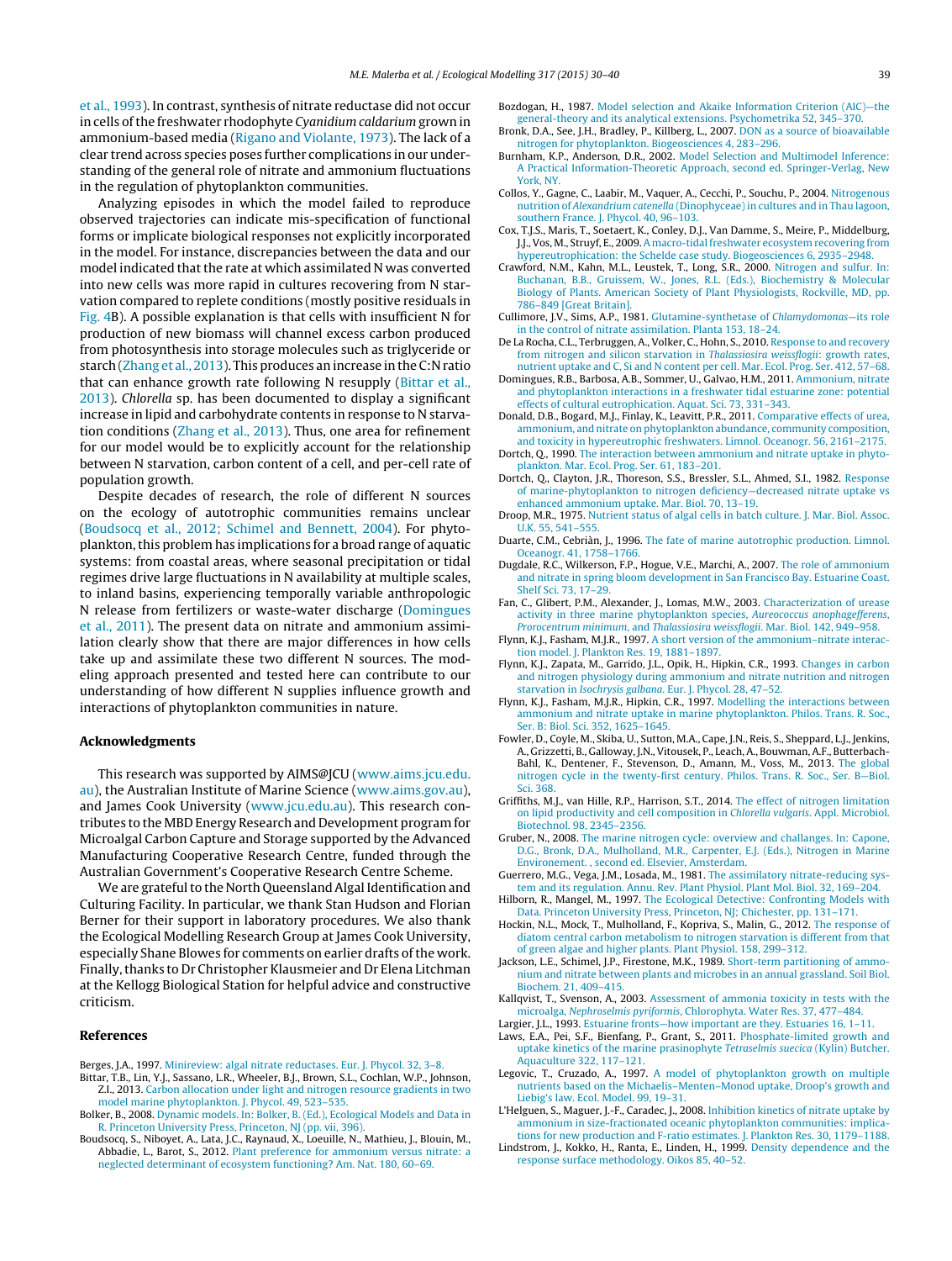et al., 1993). In contrast, synthesis of nitrate reductase did not occur in cells of the freshwater rhodophyte *Cyanidium caldarium* grown in ammonium-based media (Rigano and Violante, 1973). The lack of a clear trend across species poses further complications in our understanding of the general role of nitrate and ammonium fluctuations in the regulation of phytoplankton communities.

Analyzing episodes in which the model failed to reproduce observed trajectories can indicate mis-specification of functional forms or implicate biological responses not explicitly incorporated in the model. For instance, discrepancies between the data and our model indicated that the rate at which assimilated N was converted into new cells was more rapid in cultures recovering from N starvation compared to replete conditions (mostly positive residuals in Fig. 4B). A possible explanation is that cells with insufficient N for production of new biomass will channel excess carbon produced from photosynthesis into storage molecules such as triglyceride or starch (Zhang et al., 2013). This produces an increase in the C:N ratio that can enhance growth rate following N resupply (Bittar et al., 2013). *Chlorella* sp. has been documented to display a significant increase in lipid and carbohydrate contents in response to N starvation conditions (Zhang et al., 2013). Thus, one area for refinement for our model would be to explicitly account for the relationship between N starvation, carbon content of a cell, and per-cell rate of population growth.

Despite decades of research, the role of different N sources on the ecology of autotrophic communities remains unclear (Boudsocq et al., 2012; Schimel and Bennett, 2004). For phytoplankton, this problem has implications for a broad range of aquatic systems: from coastal areas, where seasonal precipitation or tidal regimes drive large fluctuations in N availability at multiple scales, to inland basins, experiencing temporally variable anthropologic N release from fertilizers or waste-water discharge (Domingues et al., 2011). The present data on nitrate and ammonium assimilation clearly show that there are major differences in how cells take up and assimilate these two different N sources. The modeling approach presented and tested here can contribute to our understanding of how different N supplies influence growth and interactions of phytoplankton communities in nature.

## Acknowledgments

This research was supported by AIMS@JCU (www.aims.jcu.edu.au), the Australian Institute of Marine Science (www.aims.gov.au), and James Cook University (www.jcu.edu.au). This research contributes to the MBD Energy Research and Development program for Microalgal Carbon Capture and Storage supported by the Advanced Manufacturing Cooperative Research Centre, funded through the Australian Government's Cooperative Research Centre Scheme.

We are grateful to the North Queensland Algal Identification and Culturing Facility. In particular, we thank Stan Hudson and Florian Berner for their support in laboratory procedures. We also thank the Ecological Modelling Research Group at James Cook University, especially Shane Blowes for comments on earlier drafts of the work. Finally, thanks to Dr Christopher Klausmeier and Dr Elena Litchman at the Kellogg Biological Station for helpful advice and constructive criticism.

## References

Berges, J.A., 1997. Minireview: algal nitrate reductases. Eur. J. Phycol. 32, 3–8.

Bittar, T.B., Lin, Y.J., Sassano, L.R., Wheeler, B.J., Brown, S.L., Cochlan, W.P., Johnson, Z.I., 2013. Carbon allocation under light and nitrogen resource gradients in two model marine phytoplankton. J. Phycol. 49, 523–535.

Bolker, B., 2008. Dynamic models. In: Bolker, B. (Ed.), Ecological Models and Data in R. Princeton University Press, Princeton, NJ (pp. vii, 396).

Boudsocq, S., Niboyet, A., Lata, J.C., Raynaud, X., Loeuille, N., Mathieu, J., Blouin, M., Abbadie, L., Barot, S., 2012. Plant preference for ammonium versus nitrate: a neglected determinant of ecosystem functioning? Am. Nat. 180, 60–69.

Bozdogan, H., 1987. Model selection and Akaike Information Criterion (AIC)—the general-theory and its analytical extensions. Psychometrika 52, 345–370.

Bronk, D.A., See, J.H., Bradley, P., Killberg, L., 2007. DON as a source of bioavailable nitrogen for phytoplankton. Biogeosciences 4, 283–296.

Burnham, K.P., Anderson, D.R., 2002. Model Selection and Multimodel Inference: A Practical Information-Theoretic Approach, second ed. Springer-Verlag, New York, NY.

Collos, Y., Gagne, C., Laabir, M., Vaquer, A., Cecchi, P., Souchu, P., 2004. Nitrogenous nutrition of *Alexandrium catenella* (Dinophyceae) in cultures and in Thau lagoon, southern France. J. Phycol. 40, 96–103.

Cox, T.J.S., Maris, T., Soetaert, K., Conley, D.J., Van Damme, S., Meire, P., Middelburg, J.J., Vos, M., Struyf, E., 2009. A macro-tidal freshwater ecosystem recovering from hypereutrophication: the Schelde case study. Biogeosciences 6, 2935–2948.

Crawford, N.M., Kahn, M.L., Leustek, T., Long, S.R., 2000. Nitrogen and sulfur. In: Buchanan, B.B., Gruissem, W., Jones, R.L. (Eds.), Biochemistry & Molecular Biology of Plants. American Society of Plant Physiologists, Rockville, MD, pp. 786–849 [Great Britain].

Cullimore, J.V., Sims, A.P., 1981. Glutamine-synthetase of *Chlamydomonas*—its role in the control of nitrate assimilation. Planta 153, 18–24.

De La Rocha, C.L., Terbruggen, A., Volker, C., Hohn, S., 2010. Response to and recovery from nitrogen and silicon starvation in *Thalassiosira weissflogii*: growth rates, nutrient uptake and C, Si and N content per cell. Mar. Ecol. Prog. Ser. 412, 57–68.

Domingues, R.B., Barbosa, A.B., Sommer, U., Galvao, H.M., 2011. Ammonium, nitrate and phytoplankton interactions in a freshwater tidal estuarine zone: potential effects of cultural eutrophication. Aquat. Sci. 73, 331–343.

Donald, D.B., Bogard, M.J., Finlay, K., Leavitt, P.R., 2011. Comparative effects of urea, ammonium, and nitrate on phytoplankton abundance, community composition, and toxicity in hypereutrophic freshwaters. Limnol. Oceanogr. 56, 2161–2175.

Dortch, Q., 1990. The interaction between ammonium and nitrate uptake in phytoplankton. Mar. Ecol. Prog. Ser. 61, 183–201.

Dortch, Q., Clayton, J.R., Thoreson, S.S., Bressler, S.L., Ahmed, S.I., 1982. Response of marine-phytoplankton to nitrogen deficiency—decreased nitrate uptake vs enhanced ammonium uptake. Mar. Biol. 70, 13–19.

Droop, M.R., 1975. Nutrient status of algal cells in batch culture. J. Mar. Biol. Assoc. U.K. 55, 541–555.

Duarte, C.M., Cebriàn, J., 1996. The fate of marine autotrophic production. Limnol. Oceanogr. 41, 1758–1766.

Dugdale, R.C., Wilkerson, F.P., Hogue, V.E., Marchi, A., 2007. The role of ammonium and nitrate in spring bloom development in San Francisco Bay. Estuarine Coast. Shelf Sci. 73, 17–29.

Fan, C., Glibert, P.M., Alexander, J., Lomas, M.W., 2003. Characterization of urease activity in three marine phytoplankton species, *Aureococcus anophagefferens*, *Prorocentrum minimum*, and *Thalassiosira weissflogii*. Mar. Biol. 142, 949–958.

Flynn, K.J., Fasham, M.J.R., 1997. A short version of the ammonium–nitrate interaction model. J. Plankton Res. 19, 1881–1897.

Flynn, K.J., Zapata, M., Garrido, J.L., Opik, H., Hipkin, C.R., 1993. Changes in carbon and nitrogen physiology during ammonium and nitrate nutrition and nitrogen starvation in *Isochrysis galbana*. Eur. J. Phycol. 28, 47–52.

Flynn, K.J., Fasham, M.J.R., Hipkin, C.R., 1997. Modelling the interactions between ammonium and nitrate uptake in marine phytoplankton. Philos. Trans. R. Soc., Ser. B: Biol. Sci. 352, 1625–1645.

Fowler, D., Coyle, M., Skiba, U., Sutton, M.A., Cape, J.N., Reis, S., Sheppard, L.J., Jenkins, A., Grizzetti, B., Galloway, J.N., Vitousek, P., Leach, A., Bouwman, A.F., Butterbach-Bahl, K., Dentener, F., Stevenson, D., Amann, M., Voss, M., 2013. The global nitrogen cycle in the twenty-first century. Philos. Trans. R. Soc., Ser. B—Biol. Sci. 368.

Griffiths, M.J., van Hille, R.P., Harrison, S.T., 2014. The effect of nitrogen limitation on lipid productivity and cell composition in *Chlorella vulgaris*. Appl. Microbiol. Biotechnol. 98, 2345–2356.

Gruber, N., 2008. The marine nitrogen cycle: overview and challanges. In: Capone, D.G., Bronk, D.A., Mulholland, M.R., Carpenter, E.J. (Eds.), Nitrogen in Marine Environement. , second ed. Elsevier, Amsterdam.

Guerrero, M.G., Vega, J.M., Losada, M., 1981. The assimilatory nitrate-reducing system and its regulation. Annu. Rev. Plant Physiol. Plant Mol. Biol. 32, 169–204.

Hilborn, R., Mangel, M., 1997. The Ecological Detective: Confronting Models with Data. Princeton University Press, Princeton, NJ; Chichester, pp. 131–171.

Hockin, N.L., Mock, T., Mulholland, F., Kopriva, S., Malin, G., 2012. The response of diatom central carbon metabolism to nitrogen starvation is different from that of green algae and higher plants. Plant Physiol. 158, 299–312.

Jackson, L.E., Schimel, J.P., Firestone, M.K., 1989. Short-term partitioning of ammonium and nitrate between plants and microbes in an annual grassland. Soil Biol. Biochem. 21, 409–415.

Kallqvist, T., Svenson, A., 2003. Assessment of ammonia toxicity in tests with the microalga, *Nephroselmis pyriformis*, Chlorophyta. Water Res. 37, 477–484.

Largier, J.L., 1993. Estuarine fronts—how important are they. Estuaries 16, 1–11.

Laws, E.A., Pei, S.F., Bienfang, P., Grant, S., 2011. Phosphate-limited growth and uptake kinetics of the marine prasinophyte *Tetraselmis suecica* (Kylin) Butcher. Aquaculture 322, 117–121.

Legovic, T., Cruzado, A., 1997. A model of phytoplankton growth on multiple nutrients based on the Michaelis–Menten–Monod uptake, Droop's growth and Liebig's law. Ecol. Model. 99, 19–31.

L'Helguen, S., Maguer, J.-F., Caradec, J., 2008. Inhibition kinetics of nitrate uptake by ammonium in size-fractionated oceanic phytoplankton communities: implications for new production and F-ratio estimates. J. Plankton Res. 30, 1179–1188.

Lindstrom, J., Kokko, H., Ranta, E., Linden, H., 1999. Density dependence and the response surface methodology. Oikos 85, 40–52.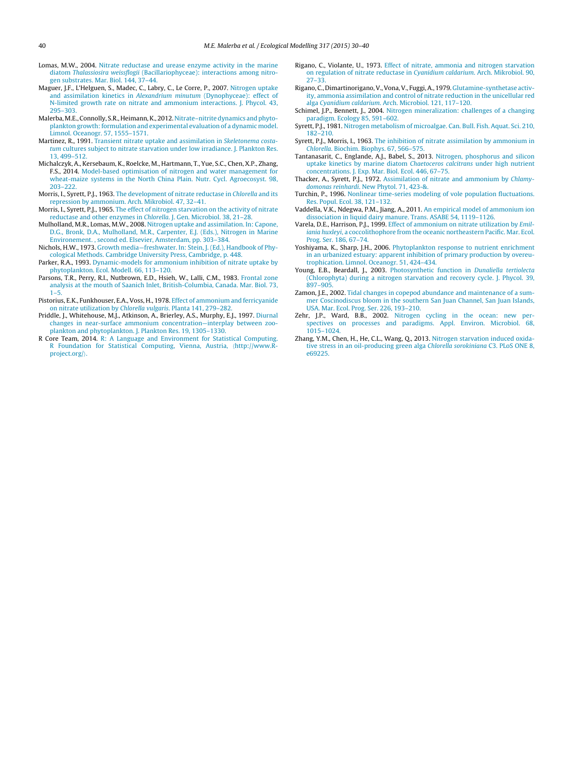Lomas, M.W., 2004. Nitrate reductase and urease enzyme activity in the marine diatom *Thalassiosira weissflogii* (Bacillariophyceae): interactions among nitrogen substrates. Mar. Biol. 144, 37–44.

Maguer, J.F., L'Helguen, S., Madec, C., Labry, C., Le Corre, P., 2007. Nitrogen uptake and assimilation kinetics in *Alexandrium minutum* (Dynophyceae): effect of N-limited growth rate on nitrate and ammonium interactions. J. Phycol. 43, 295–303.

Malerba, M.E., Connolly, S.R., Heimann, K., 2012. Nitrate–nitrite dynamics and phytoplankton growth: formulation and experimental evaluation of a dynamic model. Limnol. Oceanogr. 57, 1555–1571.

Martinez, R., 1991. Transient nitrate uptake and assimilation in *Skeletonema costatum* cultures subject to nitrate starvation under low irradiance. J. Plankton Res. 13, 499–512.

Michalczyk, A., Kersebaum, K., Roelcke, M., Hartmann, T., Yue, S.C., Chen, X.P., Zhang, F.S., 2014. Model-based optimisation of nitrogen and water management for wheat-maize systems in the North China Plain. Nutr. Cycl. Agroecosyst. 98, 203–222.

Morris, I., Syrett, P.J., 1963. The development of nitrate reductase in *Chlorella* and its repression by ammonium. Arch. Mikrobiol. 47, 32–41.

Morris, I., Syrett, P.J., 1965. The effect of nitrogen starvation on the activity of nitrate reductase and other enzymes in *Chlorella*. J. Gen. Microbiol. 38, 21–28.

Mulholland, M.R., Lomas, M.W., 2008. Nitrogen uptake and assimilation. In: Capone, D.G., Bronk, D.A., Mulholland, M.R., Carpenter, E.J. (Eds.), Nitrogen in Marine Environement. , second ed. Elsevier, Amsterdam, pp. 303–384.

Nichols, H.W., 1973. Growth media—freshwater. In: Stein, J. (Ed.), Handbook of Phycological Methods. Cambridge University Press, Cambridge, p. 448.

Parker, R.A., 1993. Dynamic-models for ammonium inhibition of nitrate uptake by phytoplankton. Ecol. Modell. 66, 113–120.

Parsons, T.R., Perry, R.I., Nutbrown, E.D., Hsieh, W., Lalli, C.M., 1983. Frontal zone analysis at the mouth of Saanich Inlet, British-Columbia, Canada. Mar. Biol. 73, 1–5.

Pistorius, E.K., Funkhouser, E.A., Voss, H., 1978. Effect of ammonium and ferricyanide on nitrate utilization by *Chlorella vulgaris*. Planta 141, 279–282.

Priddle, J., Whitehouse, M.J., Atkinson, A., Brierley, A.S., Murphy, E.J., 1997. Diurnal changes in near-surface ammonium concentration—interplay between zooplankton and phytoplankton. J. Plankton Res. 19, 1305–1330.

R Core Team, 2014. R: A Language and Environment for Statistical Computing. R Foundation for Statistical Computing, Vienna, Austria, ⟨http://www.R-project.org/⟩.

Rigano, C., Violante, U., 1973. Effect of nitrate, ammonia and nitrogen starvation on regulation of nitrate reductase in *Cyanidium caldarium*. Arch. Mikrobiol. 90, 27–33.

Rigano, C., Dimartinorigano, V., Vona, V., Fuggi, A., 1979. Glutamine-synthetase activity, ammonia assimilation and control of nitrate reduction in the unicellular red alga *Cyanidium caldarium*. Arch. Microbiol. 121, 117–120.

Schimel, J.P., Bennett, J., 2004. Nitrogen mineralization: challenges of a changing paradigm. Ecology 85, 591–602.

Syrett, P.J., 1981. Nitrogen metabolism of microalgae. Can. Bull. Fish. Aquat. Sci. 210, 182–210.

Syrett, P.J., Morris, I., 1963. The inhibition of nitrate assimilation by ammonium in *Chlorella*. Biochim. Biophys. 67, 566–575.

Tantanasarit, C., Englande, A.J., Babel, S., 2013. Nitrogen, phosphorus and silicon uptake kinetics by marine diatom *Chaetoceros calcitrans* under high nutrient concentrations. J. Exp. Mar. Biol. Ecol. 446, 67–75.

Thacker, A., Syrett, P.J., 1972. Assimilation of nitrate and ammonium by *Chlamydomonas reinhardi*. New Phytol. 71, 423-&.

Turchin, P., 1996. Nonlinear time-series modeling of vole population fluctuations. Res. Popul. Ecol. 38, 121–132.

Vaddella, V.K., Ndegwa, P.M., Jiang, A., 2011. An empirical model of ammonium ion dissociation in liquid dairy manure. Trans. ASABE 54, 1119–1126.

Varela, D.E., Harrison, P.J., 1999. Effect of ammonium on nitrate utilization by *Emiliania huxleyi*, a coccolithophore from the oceanic northeastern Pacific. Mar. Ecol. Prog. Ser. 186, 67–74.

Yoshiyama, K., Sharp, J.H., 2006. Phytoplankton response to nutrient enrichment in an urbanized estuary: apparent inhibition of primary production by overeutrophication. Limnol. Oceanogr. 51, 424–434.

Young, E.B., Beardall, J., 2003. Photosynthetic function in *Dunaliella tertiolecta* (Chlorophyta) during a nitrogen starvation and recovery cycle. J. Phycol. 39, 897–905.

Zamon, J.E., 2002. Tidal changes in copepod abundance and maintenance of a summer Coscinodiscus bloom in the southern San Juan Channel, San Juan Islands, USA. Mar. Ecol. Prog. Ser. 226, 193–210.

Zehr, J.P., Ward, B.B., 2002. Nitrogen cycling in the ocean: new perspectives on processes and paradigms. Appl. Environ. Microbiol. 68, 1015–1024.

Zhang, Y.M., Chen, H., He, C.L., Wang, Q., 2013. Nitrogen starvation induced oxidative stress in an oil-producing green alga *Chlorella sorokiniana* C3. PLoS ONE 8, e69225.